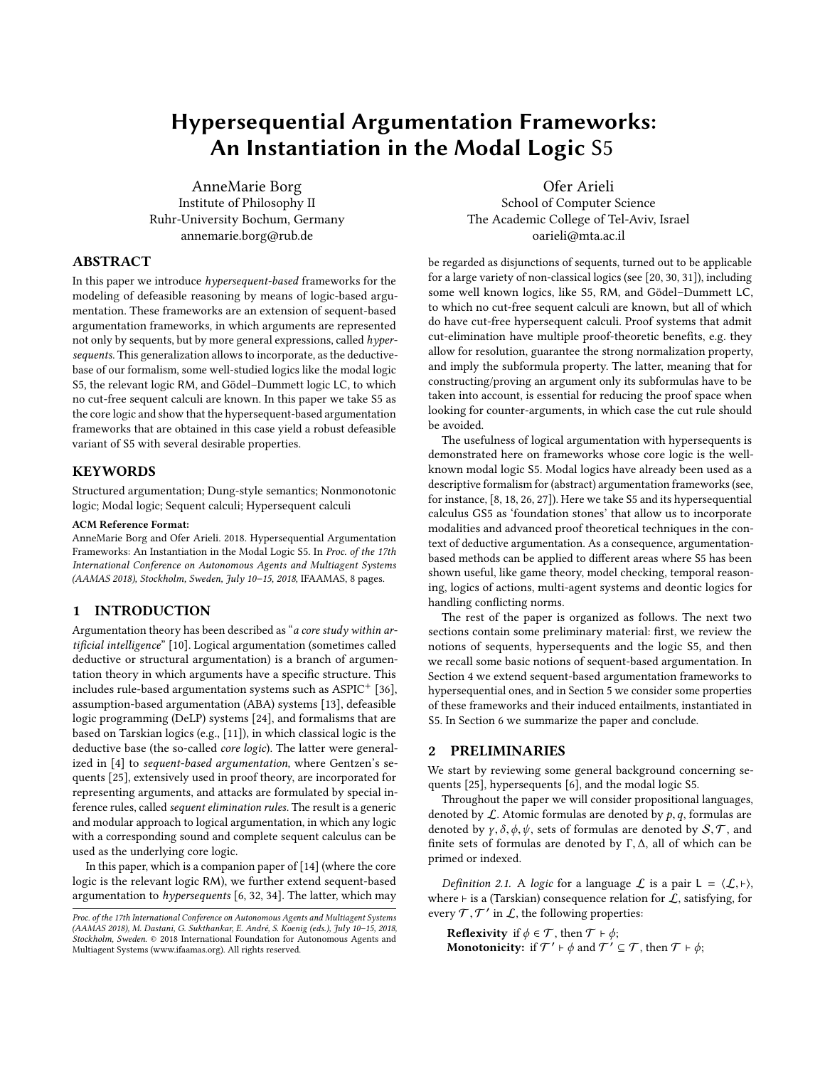# Hypersequential Argumentation Frameworks: An Instantiation in the Modal Logic S5

AnneMarie Borg
Institute of Philosophy II
Ruhr-University Bochum, Germany
annemarie.borg@rub.de

Ofer Arieli
School of Computer Science
The Academic College of Tel-Aviv, Israel
oarieli@mta.ac.il

## ABSTRACT

In this paper we introduce *hypersequent-based* frameworks for the modeling of defeasible reasoning by means of logic-based argumentation. These frameworks are an extension of sequent-based argumentation frameworks, in which arguments are represented not only by sequents, but by more general expressions, called *hypersequents*. This generalization allows to incorporate, as the deductive-base of our formalism, some well-studied logics like the modal logic S5, the relevant logic RM, and Gödel–Dummett logic LC, to which no cut-free sequent calculi are known. In this paper we take S5 as the core logic and show that the hypersequent-based argumentation frameworks that are obtained in this case yield a robust defeasible variant of S5 with several desirable properties.

## KEYWORDS

Structured argumentation; Dung-style semantics; Nonmonotonic logic; Modal logic; Sequent calculi; Hypersequent calculi

**ACM Reference Format:**
AnneMarie Borg and Ofer Arieli. 2018. Hypersequential Argumentation Frameworks: An Instantiation in the Modal Logic S5. In *Proc. of the 17th International Conference on Autonomous Agents and Multiagent Systems (AAMAS 2018), Stockholm, Sweden, July 10–15, 2018*, IFAAMAS, 8 pages.

## 1 INTRODUCTION

Argumentation theory has been described as "*a core study within artificial intelligence*" [10]. Logical argumentation (sometimes called deductive or structural argumentation) is a branch of argumentation theory in which arguments have a specific structure. This includes rule-based argumentation systems such as ASPIC$^+$ [36], assumption-based argumentation (ABA) systems [13], defeasible logic programming (DeLP) systems [24], and formalisms that are based on Tarskian logics (e.g., [11]), in which classical logic is the deductive base (the so-called *core logic*). The latter were generalized in [4] to *sequent-based argumentation*, where Gentzen's sequents [25], extensively used in proof theory, are incorporated for representing arguments, and attacks are formulated by special inference rules, called *sequent elimination rules*. The result is a generic and modular approach to logical argumentation, in which any logic with a corresponding sound and complete sequent calculus can be used as the underlying core logic.

In this paper, which is a companion paper of [14] (where the core logic is the relevant logic RM), we further extend sequent-based argumentation to *hypersequents* [6, 32, 34]. The latter, which may be regarded as disjunctions of sequents, turned out to be applicable for a large variety of non-classical logics (see [20, 30, 31]), including some well known logics, like S5, RM, and Gödel–Dummett LC, to which no cut-free sequent calculi are known, but all of which do have cut-free hypersequent calculi. Proof systems that admit cut-elimination have multiple proof-theoretic benefits, e.g. they allow for resolution, guarantee the strong normalization property, and imply the subformula property. The latter, meaning that for constructing/proving an argument only its subformulas have to be taken into account, is essential for reducing the proof space when looking for counter-arguments, in which case the cut rule should be avoided.

The usefulness of logical argumentation with hypersequents is demonstrated here on frameworks whose core logic is the well-known modal logic S5. Modal logics have already been used as a descriptive formalism for (abstract) argumentation frameworks (see, for instance, [8, 18, 26, 27]). Here we take S5 and its hypersequential calculus GS5 as 'foundation stones' that allow us to incorporate modalities and advanced proof theoretical techniques in the context of deductive argumentation. As a consequence, argumentation-based methods can be applied to different areas where S5 has been shown useful, like game theory, model checking, temporal reasoning, logics of actions, multi-agent systems and deontic logics for handling conflicting norms.

The rest of the paper is organized as follows. The next two sections contain some preliminary material: first, we review the notions of sequents, hypersequents and the logic S5, and then we recall some basic notions of sequent-based argumentation. In Section 4 we extend sequent-based argumentation frameworks to hypersequential ones, and in Section 5 we consider some properties of these frameworks and their induced entailments, instantiated in S5. In Section 6 we summarize the paper and conclude.

## 2 PRELIMINARIES

We start by reviewing some general background concerning sequents [25], hypersequents [6], and the modal logic S5.

Throughout the paper we will consider propositional languages, denoted by $\mathcal{L}$. Atomic formulas are denoted by $p, q$, formulas are denoted by $\gamma, \delta, \phi, \psi$, sets of formulas are denoted by $\mathcal{S}, \mathcal{T}$, and finite sets of formulas are denoted by $\Gamma, \Delta$, all of which can be primed or indexed.

*Definition 2.1.* A *logic* for a language $\mathcal{L}$ is a pair $\mathsf{L} = \langle \mathcal{L}, \vdash \rangle$, where $\vdash$ is a (Tarskian) consequence relation for $\mathcal{L}$, satisfying, for every $\mathcal{T}, \mathcal{T}'$ in $\mathcal{L}$, the following properties:

**Reflexivity** if $\phi \in \mathcal{T}$, then $\mathcal{T} \vdash \phi$;
**Monotonicity:** if $\mathcal{T}' \vdash \phi$ and $\mathcal{T}' \subseteq \mathcal{T}$, then $\mathcal{T} \vdash \phi$;

---

*Proc. of the 17th International Conference on Autonomous Agents and Multiagent Systems (AAMAS 2018), M. Dastani, G. Sukthankar, E. André, S. Koenig (eds.), July 10–15, 2018, Stockholm, Sweden.* © 2018 International Foundation for Autonomous Agents and Multiagent Systems (www.ifaamas.org). All rights reserved.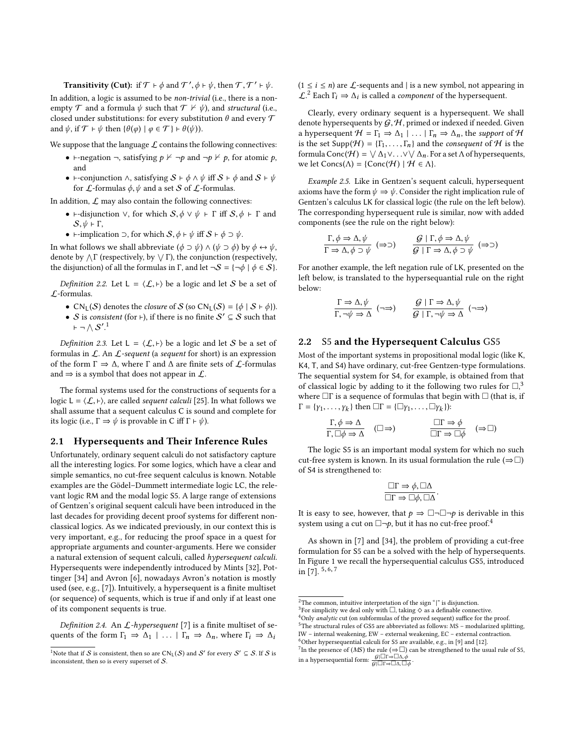**Transitivity (Cut):** if $\mathcal{T} \vdash \phi$ and $\mathcal{T}', \phi \vdash \psi$, then $\mathcal{T}, \mathcal{T}' \vdash \psi$.

In addition, a logic is assumed to be *non-trivial* (i.e., there is a non-empty $\mathcal{T}$ and a formula $\psi$ such that $\mathcal{T} \nvdash \psi$), and *structural* (i.e., closed under substitutions: for every substitution $\theta$ and every $\mathcal{T}$ and $\psi$, if $\mathcal{T} \vdash \psi$ then $\{\theta(\varphi) \mid \varphi \in \mathcal{T}\} \vdash \theta(\psi)$).

We suppose that the language $\mathcal{L}$ contains the following connectives:

- $\vdash$-negation $\neg$, satisfying $p \nvdash \neg p$ and $\neg p \nvdash p$, for atomic $p$, and
- $\vdash$-conjunction $\wedge$, satisfying $\mathcal{S} \vdash \phi \wedge \psi$ iff $\mathcal{S} \vdash \phi$ and $\mathcal{S} \vdash \psi$ for $\mathcal{L}$-formulas $\phi, \psi$ and a set $\mathcal{S}$ of $\mathcal{L}$-formulas.

In addition, $\mathcal{L}$ may also contain the following connectives:

- $\vdash$-disjunction $\vee$, for which $\mathcal{S}, \phi \vee \psi \vdash \Gamma$ iff $\mathcal{S}, \phi \vdash \Gamma$ and $\mathcal{S}, \psi \vdash \Gamma$,
- $\vdash$-implication $\supset$, for which $\mathcal{S}, \phi \vdash \psi$ iff $\mathcal{S} \vdash \phi \supset \psi$.

In what follows we shall abbreviate $(\phi \supset \psi) \wedge (\psi \supset \phi)$ by $\phi \leftrightarrow \psi$, denote by $\bigwedge \Gamma$ (respectively, by $\bigvee \Gamma$), the conjunction (respectively, the disjunction) of all the formulas in $\Gamma$, and let $\neg \mathcal{S} = \{\neg \phi \mid \phi \in \mathcal{S}\}$.

*Definition 2.2.* Let $\mathsf{L} = \langle \mathcal{L}, \vdash \rangle$ be a logic and let $\mathcal{S}$ be a set of $\mathcal{L}$-formulas.

- $\mathrm{CN}_{\mathsf{L}}(\mathcal{S})$ denotes the *closure* of $\mathcal{S}$ (so $\mathrm{CN}_{\mathsf{L}}(\mathcal{S}) = \{\phi \mid \mathcal{S} \vdash \phi\}$).
- $\mathcal{S}$ is *consistent* (for $\vdash$), if there is no finite $\mathcal{S}' \subseteq \mathcal{S}$ such that $\vdash \neg \bigwedge \mathcal{S}'$.[1]

*Definition 2.3.* Let $\mathsf{L} = \langle \mathcal{L}, \vdash \rangle$ be a logic and let $\mathcal{S}$ be a set of formulas in $\mathcal{L}$. An $\mathcal{L}$*-sequent* (a *sequent* for short) is an expression of the form $\Gamma \Rightarrow \Delta$, where $\Gamma$ and $\Delta$ are finite sets of $\mathcal{L}$-formulas and $\Rightarrow$ is a symbol that does not appear in $\mathcal{L}$.

The formal systems used for the constructions of sequents for a logic $\mathsf{L} = \langle \mathcal{L}, \vdash \rangle$, are called *sequent calculi* [25]. In what follows we shall assume that a sequent calculus C is sound and complete for its logic (i.e., $\Gamma \Rightarrow \psi$ is provable in C iff $\Gamma \vdash \psi$).

## 2.1 Hypersequents and Their Inference Rules

Unfortunately, ordinary sequent calculi do not satisfactory capture all the interesting logics. For some logics, which have a clear and simple semantics, no cut-free sequent calculus is known. Notable examples are the Gödel–Dummett intermediate logic LC, the relevant logic RM and the modal logic S5. A large range of extensions of Gentzen's original sequent calculi have been introduced in the last decades for providing decent proof systems for different non-classical logics. As we indicated previously, in our context this is very important, e.g., for reducing the proof space in a quest for appropriate arguments and counter-arguments. Here we consider a natural extension of sequent calculi, called *hypersequent calculi*. Hypersequents were independently introduced by Mints [32], Pottinger [34] and Avron [6], nowadays Avron's notation is mostly used (see, e.g., [7]). Intuitively, a hypersequent is a finite multiset (or sequence) of sequents, which is true if and only if at least one of its component sequents is true.

*Definition 2.4.* An $\mathcal{L}$*-hypersequent* [7] is a finite multiset of sequents of the form $\Gamma_1 \Rightarrow \Delta_1 \mid \ldots \mid \Gamma_n \Rightarrow \Delta_n$, where $\Gamma_i \Rightarrow \Delta_i$ $(1 \leq i \leq n)$ are $\mathcal{L}$-sequents and $\mid$ is a new symbol, not appearing in $\mathcal{L}$.[2] Each $\Gamma_i \Rightarrow \Delta_i$ is called a *component* of the hypersequent.

Clearly, every ordinary sequent is a hypersequent. We shall denote hypersequents by $\mathcal{G}, \mathcal{H}$, primed or indexed if needed. Given a hypersequent $\mathcal{H} = \Gamma_1 \Rightarrow \Delta_1 \mid \ldots \mid \Gamma_n \Rightarrow \Delta_n$, the *support* of $\mathcal{H}$ is the set $\mathrm{Supp}(\mathcal{H}) = \{\Gamma_1, \ldots, \Gamma_n\}$ and the *consequent* of $\mathcal{H}$ is the formula $\mathrm{Conc}(\mathcal{H}) = \bigvee \Delta_1 \vee \ldots \vee \bigvee \Delta_n$. For a set $\Lambda$ of hypersequents, we let $\mathrm{Concs}(\Lambda) = \{\mathrm{Conc}(\mathcal{H}) \mid \mathcal{H} \in \Lambda\}$.

*Example 2.5.* Like in Gentzen's sequent calculi, hypersequent axioms have the form $\psi \Rightarrow \psi$. Consider the right implication rule of Gentzen's calculus LK for classical logic (the rule on the left below). The corresponding hypersequent rule is similar, now with added components (see the rule on the right below):

$$\frac{\Gamma, \phi \Rightarrow \Delta, \psi}{\Gamma \Rightarrow \Delta, \phi \supset \psi}\ (\Rightarrow\supset) \qquad \frac{\mathcal{G} \mid \Gamma, \phi \Rightarrow \Delta, \psi}{\mathcal{G} \mid \Gamma \Rightarrow \Delta, \phi \supset \psi}\ (\Rightarrow\supset)$$

For another example, the left negation rule of LK, presented on the left below, is translated to the hypersequantial rule on the right below:

$$\frac{\Gamma \Rightarrow \Delta, \psi}{\Gamma, \neg\psi \Rightarrow \Delta}\ (\neg\Rightarrow) \qquad \frac{\mathcal{G} \mid \Gamma \Rightarrow \Delta, \psi}{\mathcal{G} \mid \Gamma, \neg\psi \Rightarrow \Delta}\ (\neg\Rightarrow)$$

## 2.2 S5 and the Hypersequent Calculus GS5

Most of the important systems in propositional modal logic (like K, K4, T, and S4) have ordinary, cut-free Gentzen-type formulations. The sequential system for S4, for example, is obtained from that of classical logic by adding to it the following two rules for $\Box$,[3] where $\Box\Gamma$ is a sequence of formulas that begin with $\Box$ (that is, if $\Gamma = \{\gamma_1, \ldots, \gamma_k\}$ then $\Box\Gamma = \{\Box\gamma_1, \ldots, \Box\gamma_k\}$):

$$\frac{\Gamma, \phi \Rightarrow \Delta}{\Gamma, \Box\phi \Rightarrow \Delta}\ (\Box\Rightarrow) \qquad \frac{\Box\Gamma \Rightarrow \phi}{\Box\Gamma \Rightarrow \Box\phi}\ (\Rightarrow\Box)$$

The logic S5 is an important modal system for which no such cut-free system is known. In its usual formulation the rule $(\Rightarrow\Box)$ of S4 is strengthened to:

$$\frac{\Box\Gamma \Rightarrow \phi, \Box\Delta}{\Box\Gamma \Rightarrow \Box\phi, \Box\Delta}.$$

It is easy to see, however, that $p \Rightarrow \Box\neg\Box\neg p$ is derivable in this system using a cut on $\Box\neg p$, but it has no cut-free proof.[4]

As shown in [7] and [34], the problem of providing a cut-free formulation for S5 can be a solved with the help of hypersequents. In Figure 1 we recall the hypersequential calculus GS5, introduced in [7]. [5, 6, 7]

---

[1] Note that if $\mathcal{S}$ is consistent, then so are $\mathrm{CN}_{\mathsf{L}}(\mathcal{S})$ and $\mathcal{S}'$ for every $\mathcal{S}' \subseteq \mathcal{S}$. If $\mathcal{S}$ is inconsistent, then so is every superset of $\mathcal{S}$.

[2] The common, intuitive interpretation of the sign "|" is disjunction.

[3] For simplicity we deal only with $\Box$, taking $\Diamond$ as a definable connective.

[4] Only *analytic* cut (on subformulas of the proved sequent) suffice for the proof.

[5] The structural rules of GS5 are abbreviated as follows: MS – modularized splitting, IW – internal weakening, EW – external weakening, EC – external contraction.

[6] Other hypersequential calculi for S5 are available, e.g., in [9] and [12].

[7] In the presence of (MS) the rule $(\Rightarrow\Box)$ can be strengthened to the usual rule of S5, in a hypersequential form: $\frac{\mathcal{G} \mid \Box\Gamma \Rightarrow \Box\Delta, \phi}{\mathcal{G} \mid \Box\Gamma \Rightarrow \Box\Delta, \Box\phi}$.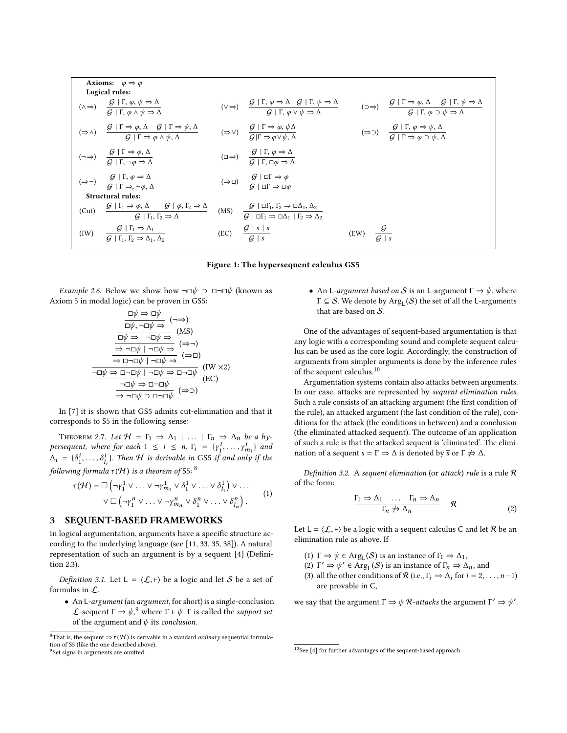**Axioms:** $\varphi \Rightarrow \varphi$

**Logical rules:**

$$(\wedge\Rightarrow)\ \frac{\mathcal{G} \mid \Gamma, \varphi, \psi \Rightarrow \Delta}{\mathcal{G} \mid \Gamma, \varphi \wedge \psi \Rightarrow \Delta} \qquad (\vee\Rightarrow)\ \frac{\mathcal{G} \mid \Gamma, \varphi \Rightarrow \Delta \quad \mathcal{G} \mid \Gamma, \psi \Rightarrow \Delta}{\mathcal{G} \mid \Gamma, \varphi \vee \psi \Rightarrow \Delta} \qquad (\supset\Rightarrow)\ \frac{\mathcal{G} \mid \Gamma \Rightarrow \varphi, \Delta \quad \mathcal{G} \mid \Gamma, \psi \Rightarrow \Delta}{\mathcal{G} \mid \Gamma, \varphi \supset \psi \Rightarrow \Delta}$$

$$(\Rightarrow\wedge)\ \frac{\mathcal{G} \mid \Gamma \Rightarrow \varphi, \Delta \quad \mathcal{G} \mid \Gamma \Rightarrow \psi, \Delta}{\mathcal{G} \mid \Gamma \Rightarrow \varphi \wedge \psi, \Delta} \qquad (\Rightarrow\vee)\ \frac{\mathcal{G} \mid \Gamma \Rightarrow \varphi, \psi \Delta}{\mathcal{G} \mid \Gamma \Rightarrow \varphi \vee \psi, \Delta} \qquad (\Rightarrow\supset)\ \frac{\mathcal{G} \mid \Gamma, \varphi \Rightarrow \psi, \Delta}{\mathcal{G} \mid \Gamma \Rightarrow \varphi \supset \psi, \Delta}$$

$$(\neg\Rightarrow)\ \frac{\mathcal{G} \mid \Gamma \Rightarrow \varphi, \Delta}{\mathcal{G} \mid \Gamma, \neg\varphi \Rightarrow \Delta} \qquad (\Box\Rightarrow)\ \frac{\mathcal{G} \mid \Gamma, \varphi \Rightarrow \Delta}{\mathcal{G} \mid \Gamma, \Box\varphi \Rightarrow \Delta}$$

$$(\Rightarrow\neg)\ \frac{\mathcal{G} \mid \Gamma, \varphi \Rightarrow \Delta}{\mathcal{G} \mid \Gamma \Rightarrow, \neg\varphi, \Delta} \qquad (\Rightarrow\Box)\ \frac{\mathcal{G} \mid \Box\Gamma \Rightarrow \varphi}{\mathcal{G} \mid \Box\Gamma \Rightarrow \Box\varphi}$$

**Structural rules:**

$$(\text{Cut})\ \frac{\mathcal{G} \mid \Gamma_1 \Rightarrow \varphi, \Delta \quad \mathcal{G} \mid \varphi, \Gamma_2 \Rightarrow \Delta}{\mathcal{G} \mid \Gamma_1, \Gamma_2 \Rightarrow \Delta} \qquad (\text{MS})\ \frac{\mathcal{G} \mid \Box\Gamma_1, \Gamma_2 \Rightarrow \Box\Delta_1, \Delta_2}{\mathcal{G} \mid \Box\Gamma_1 \Rightarrow \Box\Delta_1 \mid \Gamma_2 \Rightarrow \Delta_2}$$

$$(\text{IW})\ \frac{\mathcal{G} \mid \Gamma_1 \Rightarrow \Delta_1}{\mathcal{G} \mid \Gamma_1, \Gamma_2 \Rightarrow \Delta_1, \Delta_2} \qquad (\text{EC})\ \frac{\mathcal{G} \mid s \mid s}{\mathcal{G} \mid s} \qquad (\text{EW})\ \frac{\mathcal{G}}{\mathcal{G} \mid s}$$

**Figure 1: The hypersequent calculus GS5**

*Example 2.6.* Below we show how $\neg\Box\psi \supset \Box\neg\Box\psi$ (known as Axiom 5 in modal logic) can be proven in GS5:

$$\dfrac{\dfrac{\dfrac{\dfrac{\dfrac{\dfrac{\dfrac{\Box\psi \Rightarrow \Box\psi}{\Box\psi, \neg\Box\psi \Rightarrow}\ (\neg\Rightarrow)}{\Box\psi \Rightarrow \mid \neg\Box\psi \Rightarrow}\ (\text{MS})}{\Rightarrow \neg\Box\psi \mid \neg\Box\psi \Rightarrow}\ (\Rightarrow\neg)}{\Rightarrow \Box\neg\Box\psi \mid \neg\Box\psi \Rightarrow}\ (\Rightarrow\Box)}{\neg\Box\psi \Rightarrow \Box\neg\Box\psi \mid \neg\Box\psi \Rightarrow \Box\neg\Box\psi}\ (\text{IW}\times 2)}{\neg\Box\psi \Rightarrow \Box\neg\Box\psi}\ (\text{EC})}{\Rightarrow \neg\Box\psi \supset \Box\neg\Box\psi}\ (\Rightarrow\supset)$$

In [7] it is shown that GS5 admits cut-elimination and that it corresponds to S5 in the following sense:

Theorem 2.7. *Let $\mathcal{H} = \Gamma_1 \Rightarrow \Delta_1 \mid \ldots \mid \Gamma_n \Rightarrow \Delta_n$ be a hypersequent, where for each $1 \leq i \leq n$, $\Gamma_i = \{\gamma^i_1, \ldots, \gamma^i_{m_i}\}$ and $\Delta_i = \{\delta^i_1, \ldots, \delta^i_{l_i}\}$. Then $\mathcal{H}$ is derivable in* GS5 *if and only if the following formula $\tau(\mathcal{H})$ is a theorem of* S5:[8]

$$\tau(\mathcal{H}) = \Box\left(\neg\gamma^1_1 \vee \ldots \vee \neg\gamma^1_{m_1} \vee \delta^1_1 \vee \ldots \vee \delta^1_{l_1}\right) \vee \ldots \vee \Box\left(\neg\gamma^n_1 \vee \ldots \vee \neg\gamma^n_{m_n} \vee \delta^n_1 \vee \ldots \vee \delta^n_{l_n}\right). \tag{1}$$

## 3 SEQUENT-BASED FRAMEWORKS

In logical argumentation, arguments have a specific structure according to the underlying language (see [11, 33, 35, 38]). A natural representation of such an argument is by a sequent [4] (Definition 2.3).

*Definition 3.1.* Let $\mathsf{L} = \langle \mathcal{L}, \vdash \rangle$ be a logic and let $\mathcal{S}$ be a set of formulas in $\mathcal{L}$.

- An $\mathsf{L}$-*argument* (an *argument*, for short) is a single-conclusion $\mathcal{L}$-sequent $\Gamma \Rightarrow \psi$,[9] where $\Gamma \vdash \psi$. $\Gamma$ is called the *support set* of the argument and $\psi$ its *conclusion*.
- An $\mathsf{L}$-*argument based on* $\mathcal{S}$ is an $\mathsf{L}$-argument $\Gamma \Rightarrow \psi$, where $\Gamma \subseteq \mathcal{S}$. We denote by $\mathrm{Arg}_{\mathsf{L}}(\mathcal{S})$ the set of all the $\mathsf{L}$-arguments that are based on $\mathcal{S}$.

One of the advantages of sequent-based argumentation is that any logic with a corresponding sound and complete sequent calculus can be used as the core logic. Accordingly, the construction of arguments from simpler arguments is done by the inference rules of the sequent calculus.[10]

Argumentation systems contain also attacks between arguments. In our case, attacks are represented by *sequent elimination rules*. Such a rule consists of an attacking argument (the first condition of the rule), an attacked argument (the last condition of the rule), conditions for the attack (the conditions in between) and a conclusion (the eliminated attacked sequent). The outcome of an application of such a rule is that the attacked sequent is 'eliminated'. The elimination of a sequent $s = \Gamma \Rightarrow \Delta$ is denoted by $\overline{s}$ or $\Gamma \not\Rightarrow \Delta$.

*Definition 3.2.* A *sequent elimination* (or *attack*) *rule* is a rule $\mathcal{R}$ of the form:

$$\frac{\Gamma_1 \Rightarrow \Delta_1 \quad \ldots \quad \Gamma_n \Rightarrow \Delta_n}{\Gamma_n \not\Rightarrow \Delta_n}\ \mathcal{R} \tag{2}$$

Let $\mathsf{L} = \langle \mathcal{L}, \vdash \rangle$ be a logic with a sequent calculus C and let $\mathcal{R}$ be an elimination rule as above. If

1. $\Gamma \Rightarrow \psi \in \mathrm{Arg}_{\mathsf{L}}(\mathcal{S})$ is an instance of $\Gamma_1 \Rightarrow \Delta_1$,
2. $\Gamma' \Rightarrow \psi' \in \mathrm{Arg}_{\mathsf{L}}(\mathcal{S})$ is an instance of $\Gamma_n \Rightarrow \Delta_n$, and
3. all the other conditions of $\mathcal{R}$ (i.e., $\Gamma_i \Rightarrow \Delta_i$ for $i = 2, \ldots, n-1$) are provable in C,

we say that the argument $\Gamma \Rightarrow \psi$ $\mathcal{R}$-*attacks* the argument $\Gamma' \Rightarrow \psi'$.

---

[8] That is, the sequent $\Rightarrow \tau(\mathcal{H})$ is derivable in a standard *ordinary* sequential formulation of S5 (like the one described above).

[9] Set signs in arguments are omitted.

[10] See [4] for further advantages of the sequent-based approach.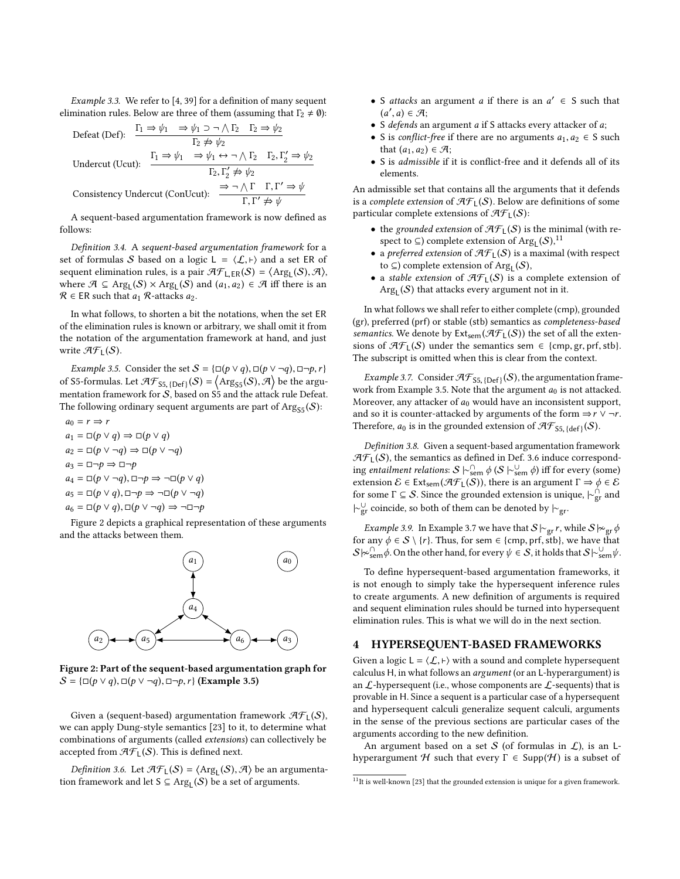*Example 3.3.* We refer to [4, 39] for a definition of many sequent elimination rules. Below are three of them (assuming that $\Gamma_2 \neq \emptyset$):

Defeat (Def): $$\frac{\Gamma_1 \Rightarrow \psi_1 \quad \Rightarrow \psi_1 \supset \neg \bigwedge \Gamma_2 \quad \Gamma_2 \Rightarrow \psi_2}{\Gamma_2 \not\Rightarrow \psi_2}$$

Undercut (Ucut): $$\frac{\Gamma_1 \Rightarrow \psi_1 \quad \Rightarrow \psi_1 \leftrightarrow \neg \bigwedge \Gamma_2 \quad \Gamma_2, \Gamma_2' \Rightarrow \psi_2}{\Gamma_2, \Gamma_2' \not\Rightarrow \psi_2}$$

Consistency Undercut (ConUcut): $$\frac{\Rightarrow \neg \bigwedge \Gamma \quad \Gamma, \Gamma' \Rightarrow \psi}{\Gamma, \Gamma' \not\Rightarrow \psi}$$

A sequent-based argumentation framework is now defined as follows:

*Definition 3.4.* A *sequent-based argumentation framework* for a set of formulas $\mathcal{S}$ based on a logic $\mathsf{L} = \langle \mathcal{L}, \vdash \rangle$ and a set $\mathsf{ER}$ of sequent elimination rules, is a pair $\mathcal{AF}_{\mathsf{L},\mathsf{ER}}(\mathcal{S}) = \langle \mathrm{Arg}_{\mathsf{L}}(\mathcal{S}), \mathcal{A} \rangle$, where $\mathcal{A} \subseteq \mathrm{Arg}_{\mathsf{L}}(\mathcal{S}) \times \mathrm{Arg}_{\mathsf{L}}(\mathcal{S})$ and $(a_1, a_2) \in \mathcal{A}$ iff there is an $\mathcal{R} \in \mathsf{ER}$ such that $a_1$ $\mathcal{R}$-attacks $a_2$.

In what follows, to shorten a bit the notations, when the set $\mathsf{ER}$ of the elimination rules is known or arbitrary, we shall omit it from the notation of the argumentation framework at hand, and just write $\mathcal{AF}_{\mathsf{L}}(\mathcal{S})$.

*Example 3.5.* Consider the set $\mathcal{S} = \{\Box(p \vee q), \Box(p \vee \neg q), \Box\neg p, r\}$ of S5-formulas. Let $\mathcal{AF}_{\mathsf{S5},\{\mathrm{Def}\}}(\mathcal{S}) = \langle \mathrm{Arg}_{\mathsf{S5}}(\mathcal{S}), \mathcal{A} \rangle$ be the argumentation framework for $\mathcal{S}$, based on S5 and the attack rule Defeat. The following ordinary sequent arguments are part of $\mathrm{Arg}_{\mathsf{S5}}(\mathcal{S})$:

$a_0 = r \Rightarrow r$
$a_1 = \Box(p \vee q) \Rightarrow \Box(p \vee q)$
$a_2 = \Box(p \vee \neg q) \Rightarrow \Box(p \vee \neg q)$
$a_3 = \Box\neg p \Rightarrow \Box\neg p$
$a_4 = \Box(p \vee \neg q), \Box\neg p \Rightarrow \neg\Box(p \vee q)$
$a_5 = \Box(p \vee q), \Box\neg p \Rightarrow \neg\Box(p \vee \neg q)$
$a_6 = \Box(p \vee q), \Box(p \vee \neg q) \Rightarrow \neg\Box\neg p$

Figure 2 depicts a graphical representation of these arguments and the attacks between them.

**Figure 2: Part of the sequent-based argumentation graph for $\mathcal{S} = \{\Box(p \vee q), \Box(p \vee \neg q), \Box\neg p, r\}$ (Example 3.5)**

Given a (sequent-based) argumentation framework $\mathcal{AF}_{\mathsf{L}}(\mathcal{S})$, we can apply Dung-style semantics [23] to it, to determine what combinations of arguments (called *extensions*) can collectively be accepted from $\mathcal{AF}_{\mathsf{L}}(\mathcal{S})$. This is defined next.

*Definition 3.6.* Let $\mathcal{AF}_{\mathsf{L}}(\mathcal{S}) = \langle \mathrm{Arg}_{\mathsf{L}}(\mathcal{S}), \mathcal{A} \rangle$ be an argumentation framework and let $\mathsf{S} \subseteq \mathrm{Arg}_{\mathsf{L}}(\mathcal{S})$ be a set of arguments.

- $\mathsf{S}$ *attacks* an argument $a$ if there is an $a' \in \mathsf{S}$ such that $(a', a) \in \mathcal{A}$;
- $\mathsf{S}$ *defends* an argument $a$ if $\mathsf{S}$ attacks every attacker of $a$;
- $\mathsf{S}$ is *conflict-free* if there are no arguments $a_1, a_2 \in \mathsf{S}$ such that $(a_1, a_2) \in \mathcal{A}$;
- $\mathsf{S}$ is *admissible* if it is conflict-free and it defends all of its elements.

An admissible set that contains all the arguments that it defends is a *complete extension* of $\mathcal{AF}_{\mathsf{L}}(\mathcal{S})$. Below are definitions of some particular complete extensions of $\mathcal{AF}_{\mathsf{L}}(\mathcal{S})$:

- the *grounded extension* of $\mathcal{AF}_{\mathsf{L}}(\mathcal{S})$ is the minimal (with respect to $\subseteq$) complete extension of $\mathrm{Arg}_{\mathsf{L}}(\mathcal{S})$,[11]
- a *preferred extension* of $\mathcal{AF}_{\mathsf{L}}(\mathcal{S})$ is a maximal (with respect to $\subseteq$) complete extension of $\mathrm{Arg}_{\mathsf{L}}(\mathcal{S})$,
- a *stable extension* of $\mathcal{AF}_{\mathsf{L}}(\mathcal{S})$ is a complete extension of $\mathrm{Arg}_{\mathsf{L}}(\mathcal{S})$ that attacks every argument not in it.

In what follows we shall refer to either complete (cmp), grounded (gr), preferred (prf) or stable (stb) semantics as *completeness-based semantics*. We denote by $\mathsf{Ext}_{\mathsf{sem}}(\mathcal{AF}_{\mathsf{L}}(\mathcal{S}))$ the set of all the extensions of $\mathcal{AF}_{\mathsf{L}}(\mathcal{S})$ under the semantics $\mathsf{sem} \in \{\mathsf{cmp}, \mathsf{gr}, \mathsf{prf}, \mathsf{stb}\}$. The subscript is omitted when this is clear from the context.

*Example 3.7.* Consider $\mathcal{AF}_{\mathsf{S5},\{\mathrm{Def}\}}(\mathcal{S})$, the argumentation framework from Example 3.5. Note that the argument $a_0$ is not attacked. Moreover, any attacker of $a_0$ would have an inconsistent support, and so it is counter-attacked by arguments of the form $\Rightarrow r \vee \neg r$. Therefore, $a_0$ is in the grounded extension of $\mathcal{AF}_{\mathsf{S5},\{\mathrm{def}\}}(\mathcal{S})$.

*Definition 3.8.* Given a sequent-based argumentation framework $\mathcal{AF}_{\mathsf{L}}(\mathcal{S})$, the semantics as defined in Def. 3.6 induce corresponding *entailment relations*: $\mathcal{S} \mid\!\sim^{\cap}_{\mathsf{sem}} \phi$ ($\mathcal{S} \mid\!\sim^{\cup}_{\mathsf{sem}} \phi$) iff for every (some) extension $\mathcal{E} \in \mathsf{Ext}_{\mathsf{sem}}(\mathcal{AF}_{\mathsf{L}}(\mathcal{S}))$, there is an argument $\Gamma \Rightarrow \phi \in \mathcal{E}$ for some $\Gamma \subseteq \mathcal{S}$. Since the grounded extension is unique, $\mid\!\sim^{\cap}_{\mathsf{gr}}$ and $\mid\!\sim^{\cup}_{\mathsf{gr}}$ coincide, so both of them can be denoted by $\mid\!\sim_{\mathsf{gr}}$.

*Example 3.9.* In Example 3.7 we have that $\mathcal{S} \mid\!\sim_{\mathsf{gr}} r$, while $\mathcal{S} \not\mid\!\sim_{\mathsf{gr}} \phi$ for any $\phi \in \mathcal{S} \setminus \{r\}$. Thus, for $\mathsf{sem} \in \{\mathsf{cmp}, \mathsf{prf}, \mathsf{stb}\}$, we have that $\mathcal{S} \not\mid\!\sim^{\cap}_{\mathsf{sem}} \phi$. On the other hand, for every $\psi \in \mathcal{S}$, it holds that $\mathcal{S} \mid\!\sim^{\cup}_{\mathsf{sem}} \psi$.

To define hypersequent-based argumentation frameworks, it is not enough to simply take the hypersequent inference rules to create arguments. A new definition of arguments is required and sequent elimination rules should be turned into hypersequent elimination rules. This is what we will do in the next section.

## 4 HYPERSEQUENT-BASED FRAMEWORKS

Given a logic $\mathsf{L} = \langle \mathcal{L}, \vdash \rangle$ with a sound and complete hypersequent calculus $\mathsf{H}$, in what follows an *argument* (or an L-hyperargument) is an $\mathcal{L}$-hypersequent (i.e., whose components are $\mathcal{L}$-sequents) that is provable in $\mathsf{H}$. Since a sequent is a particular case of a hypersequent and hypersequent calculi generalize sequent calculi, arguments in the sense of the previous sections are particular cases of the arguments according to the new definition.

An argument based on a set $\mathcal{S}$ (of formulas in $\mathcal{L}$), is an L-hyperargument $\mathcal{H}$ such that every $\Gamma \in \mathrm{Supp}(\mathcal{H})$ is a subset of

[11] It is well-known [23] that the grounded extension is unique for a given framework.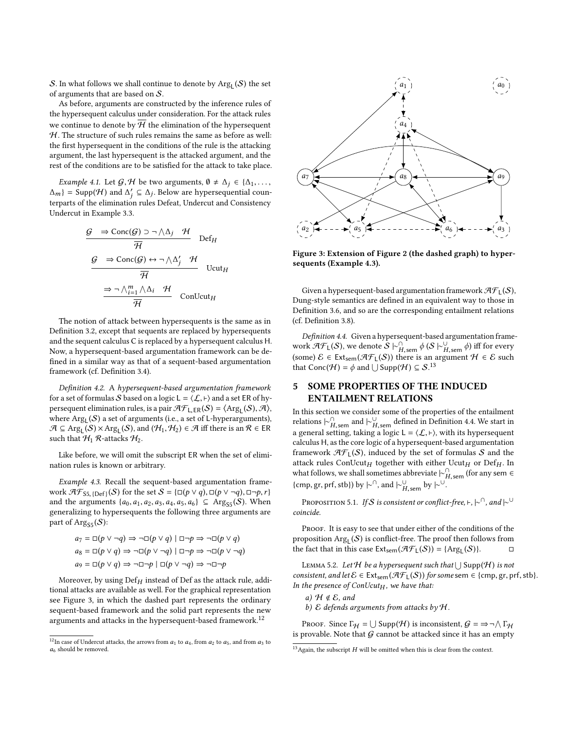$\mathcal{S}$. In what follows we shall continue to denote by $\mathsf{Arg}_\mathsf{L}(\mathcal{S})$ the set of arguments that are based on $\mathcal{S}$.

As before, arguments are constructed by the inference rules of the hypersequent calculus under consideration. For the attack rules we continue to denote by $\overline{\mathcal{H}}$ the elimination of the hypersequent $\mathcal{H}$. The structure of such rules remains the same as before as well: the first hypersequent in the conditions of the rule is the attacking argument, the last hypersequent is the attacked argument, and the rest of the conditions are to be satisfied for the attack to take place.

*Example 4.1.* Let $\mathcal{G}, \mathcal{H}$ be two arguments, $\emptyset \neq \Delta_j \in \{\Delta_1, \ldots, \Delta_m\} = \mathsf{Supp}(\mathcal{H})$ and $\Delta'_j \subseteq \Delta_j$. Below are hypersequential counterparts of the elimination rules Defeat, Undercut and Consistency Undercut in Example 3.3.

$$\frac{\mathcal{G} \quad \Rightarrow \mathsf{Conc}(\mathcal{G}) \supset \neg \bigwedge \Delta_j \quad \mathcal{H}}{\overline{\mathcal{H}}} \ \mathrm{Def}_H$$

$$\frac{\mathcal{G} \quad \Rightarrow \mathsf{Conc}(\mathcal{G}) \leftrightarrow \neg \bigwedge \Delta'_j \quad \mathcal{H}}{\overline{\mathcal{H}}} \ \mathrm{Ucut}_H$$

$$\frac{\Rightarrow \neg \bigwedge_{i=1}^{m} \bigwedge \Delta_i \quad \mathcal{H}}{\overline{\mathcal{H}}} \ \mathrm{ConUcut}_H$$

The notion of attack between hypersequents is the same as in Definition 3.2, except that sequents are replaced by hypersequents and the sequent calculus C is replaced by a hypersequent calculus H. Now, a hypersequent-based argumentation framework can be defined in a similar way as that of a sequent-based argumentation framework (cf. Definition 3.4).

*Definition 4.2.* A *hypersequent-based argumentation framework* for a set of formulas $\mathcal{S}$ based on a logic $\mathsf{L} = \langle \mathcal{L}, \vdash \rangle$ and a set ER of hypersequent elimination rules, is a pair $\mathcal{AF}_{\mathsf{L},\mathsf{ER}}(\mathcal{S}) = \langle \mathsf{Arg}_\mathsf{L}(\mathcal{S}), \mathcal{A} \rangle$, where $\mathsf{Arg}_\mathsf{L}(\mathcal{S})$ a set of arguments (i.e., a set of L-hyperarguments), $\mathcal{A} \subseteq \mathsf{Arg}_\mathsf{L}(\mathcal{S}) \times \mathsf{Arg}_\mathsf{L}(\mathcal{S})$, and $(\mathcal{H}_1, \mathcal{H}_2) \in \mathcal{A}$ iff there is an $\mathcal{R} \in \mathsf{ER}$ such that $\mathcal{H}_1$ $\mathcal{R}$-attacks $\mathcal{H}_2$.

Like before, we will omit the subscript ER when the set of elimination rules is known or arbitrary.

*Example 4.3.* Recall the sequent-based argumentation framework $\mathcal{AF}_{\mathsf{S5},\{\mathsf{Def}\}}(\mathcal{S})$ for the set $\mathcal{S} = \{\Box(p \vee q), \Box(p \vee \neg q), \Box\neg p, r\}$ and the arguments $\{a_0, a_1, a_2, a_3, a_4, a_5, a_6\} \subseteq \mathsf{Arg}_{\mathsf{S5}}(\mathcal{S})$. When generalizing to hypersequents the following three arguments are part of $\mathsf{Arg}_{\mathsf{S5}}(\mathcal{S})$:

$$a_7 = \Box(p \vee \neg q) \Rightarrow \neg\Box(p \vee q) \mid \Box\neg p \Rightarrow \neg\Box(p \vee q)$$

$$a_8 = \Box(p \vee q) \Rightarrow \neg\Box(p \vee \neg q) \mid \Box\neg p \Rightarrow \neg\Box(p \vee \neg q)$$

$$a_9 = \Box(p \vee q) \Rightarrow \neg\Box\neg p \mid \Box(p \vee \neg q) \Rightarrow \neg\Box\neg p$$

Moreover, by using $\mathrm{Def}_H$ instead of Def as the attack rule, additional attacks are available as well. For the graphical representation see Figure 3, in which the dashed part represents the ordinary sequent-based framework and the solid part represents the new arguments and attacks in the hypersequent-based framework.[12]

Figure 3: Extension of Figure 2 (the dashed graph) to hypersequents (Example 4.3).

Given a hypersequent-based argumentation framework $\mathcal{AF}_\mathsf{L}(\mathcal{S})$, Dung-style semantics are defined in an equivalent way to those in Definition 3.6, and so are the corresponding entailment relations (cf. Definition 3.8).

*Definition 4.4.* Given a hypersequent-based argumentation framework $\mathcal{AF}_\mathsf{L}(\mathcal{S})$, we denote $\mathcal{S} \mid\!\sim^{\cap}_{H,\mathsf{sem}} \phi$ ($\mathcal{S} \mid\!\sim^{\cup}_{H,\mathsf{sem}} \phi$) iff for every (some) $\mathcal{E} \in \mathsf{Ext}_\mathsf{sem}(\mathcal{AF}_\mathsf{L}(\mathcal{S}))$ there is an argument $\mathcal{H} \in \mathcal{E}$ such that $\mathsf{Conc}(\mathcal{H}) = \phi$ and $\bigcup \mathsf{Supp}(\mathcal{H}) \subseteq \mathcal{S}$.[13]

## 5 SOME PROPERTIES OF THE INDUCED ENTAILMENT RELATIONS

In this section we consider some of the properties of the entailment relations $\mid\!\sim^{\cap}_{H,\mathsf{sem}}$ and $\mid\!\sim^{\cup}_{H,\mathsf{sem}}$ defined in Definition 4.4. We start in a general setting, taking a logic $\mathsf{L} = \langle \mathcal{L}, \vdash \rangle$, with its hypersequent calculus H, as the core logic of a hypersequent-based argumentation framework $\mathcal{AF}_\mathsf{L}(\mathcal{S})$, induced by the set of formulas $\mathcal{S}$ and the attack rules $\mathrm{ConUcut}_H$ together with either $\mathrm{Ucut}_H$ or $\mathrm{Def}_H$. In what follows, we shall sometimes abbreviate $\mid\!\sim^{\cap}_{H,\mathsf{sem}}$ (for any sem $\in$ {cmp, gr, prf, stb}) by $\mid\!\sim^{\cap}$, and $\mid\!\sim^{\cup}_{H,\mathsf{sem}}$ by $\mid\!\sim^{\cup}$.

Proposition 5.1. *If $\mathcal{S}$ is consistent or conflict-free, $\vdash$, $\mid\!\sim^{\cap}$, and $\mid\!\sim^{\cup}$ coincide.*

Proof. It is easy to see that under either of the conditions of the proposition $\mathsf{Arg}_\mathsf{L}(\mathcal{S})$ is conflict-free. The proof then follows from the fact that in this case $\mathsf{Ext}_\mathsf{sem}(\mathcal{AF}_\mathsf{L}(\mathcal{S})) = \{\mathsf{Arg}_\mathsf{L}(\mathcal{S})\}$. $\square$

Lemma 5.2. *Let $\mathcal{H}$ be a hypersequent such that $\bigcup \mathsf{Supp}(\mathcal{H})$ is not consistent, and let $\mathcal{E} \in \mathsf{Ext}_\mathsf{sem}(\mathcal{AF}_\mathsf{L}(\mathcal{S}))$ for some sem $\in$ {cmp, gr, prf, stb}. In the presence of $\mathrm{ConUcut}_H$, we have that:*

*a) $\mathcal{H} \notin \mathcal{E}$, and*

*b) $\mathcal{E}$ defends arguments from attacks by $\mathcal{H}$.*

Proof. Since $\Gamma_\mathcal{H} = \bigcup \mathsf{Supp}(\mathcal{H})$ is inconsistent, $\mathcal{G} = \Rightarrow \neg \bigwedge \Gamma_\mathcal{H}$ is provable. Note that $\mathcal{G}$ cannot be attacked since it has an empty

[12] In case of Undercut attacks, the arrows from $a_1$ to $a_4$, from $a_2$ to $a_5$, and from $a_3$ to $a_6$ should be removed.

[13] Again, the subscript $H$ will be omitted when this is clear from the context.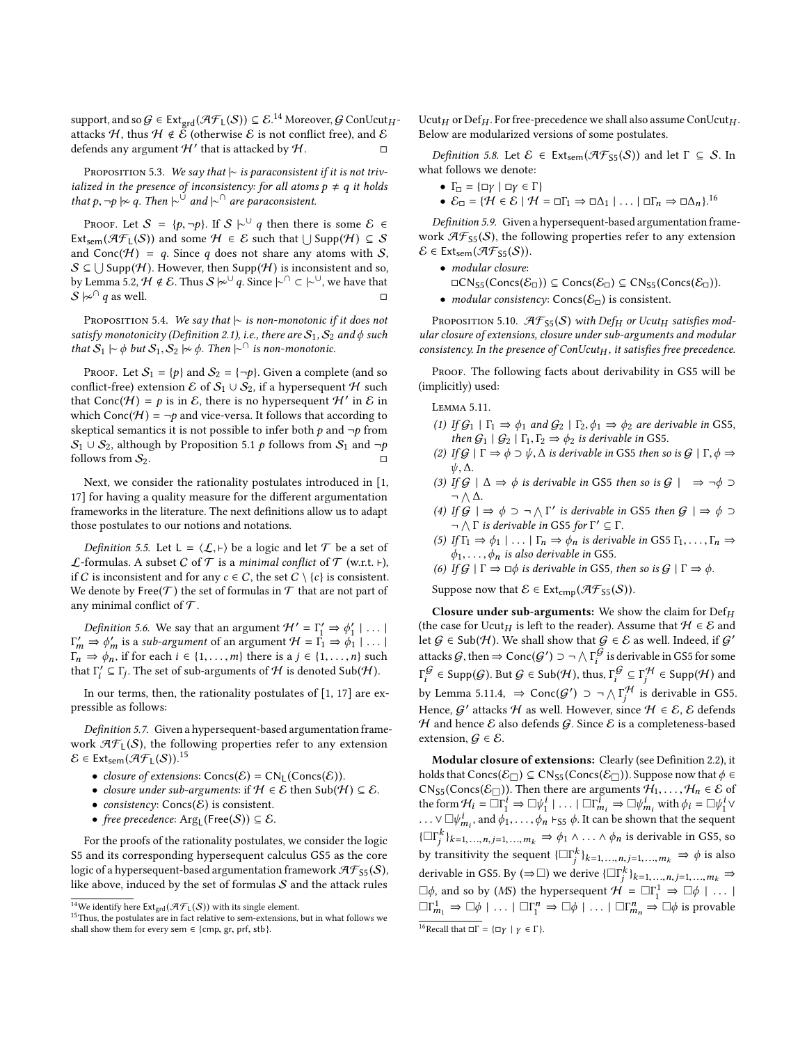support, and so $\mathcal{G} \in \mathsf{Ext}_{\mathsf{grd}}(\mathcal{AF}_\mathsf{L}(\mathcal{S})) \subseteq \mathcal{E}$.[14] Moreover, $\mathcal{G}$ ConUcut$_H$-attacks $\mathcal{H}$, thus $\mathcal{H} \notin \mathcal{E}$ (otherwise $\mathcal{E}$ is not conflict free), and $\mathcal{E}$ defends any argument $\mathcal{H}'$ that is attacked by $\mathcal{H}$. □

Proposition 5.3. *We say that $\mid\!\sim$ is paraconsistent if it is not trivialized in the presence of inconsistency: for all atoms $p \neq q$ it holds that $p, \neg p \not\mid\!\sim q$. Then $\mid\!\sim^{\cup}$ and $\mid\!\sim^{\cap}$ are paraconsistent.*

Proof. Let $\mathcal{S} = \{p, \neg p\}$. If $\mathcal{S} \mid\!\sim^{\cup} q$ then there is some $\mathcal{E} \in \mathsf{Ext}_{\mathsf{sem}}(\mathcal{AF}_\mathsf{L}(\mathcal{S}))$ and some $\mathcal{H} \in \mathcal{E}$ such that $\bigcup \mathsf{Supp}(\mathcal{H}) \subseteq \mathcal{S}$ and $\mathsf{Conc}(\mathcal{H}) = q$. Since $q$ does not share any atoms with $\mathcal{S}$, $\mathcal{S} \subseteq \bigcup \mathsf{Supp}(\mathcal{H})$. However, then $\mathsf{Supp}(\mathcal{H})$ is inconsistent and so, by Lemma 5.2, $\mathcal{H} \notin \mathcal{E}$. Thus $\mathcal{S} \not\mid\!\sim^{\cup} q$. Since $\mid\!\sim^{\cap} \subset \mid\!\sim^{\cup}$, we have that $\mathcal{S} \not\mid\!\sim^{\cap} q$ as well. □

Proposition 5.4. *We say that $\mid\!\sim$ is non-monotonic if it does not satisfy monotonicity (Definition 2.1), i.e., there are $\mathcal{S}_1, \mathcal{S}_2$ and $\phi$ such that $\mathcal{S}_1 \mid\!\sim \phi$ but $\mathcal{S}_1, \mathcal{S}_2 \not\mid\!\sim \phi$. Then $\mid\!\sim^{\cap}$ is non-monotonic.*

Proof. Let $\mathcal{S}_1 = \{p\}$ and $\mathcal{S}_2 = \{\neg p\}$. Given a complete (and so conflict-free) extension $\mathcal{E}$ of $\mathcal{S}_1 \cup \mathcal{S}_2$, if a hypersequent $\mathcal{H}$ such that $\mathsf{Conc}(\mathcal{H}) = p$ is in $\mathcal{E}$, there is no hypersequent $\mathcal{H}'$ in $\mathcal{E}$ in which $\mathsf{Conc}(\mathcal{H}) = \neg p$ and vice-versa. It follows that according to skeptical semantics it is not possible to infer both $p$ and $\neg p$ from $\mathcal{S}_1 \cup \mathcal{S}_2$, although by Proposition 5.1 $p$ follows from $\mathcal{S}_1$ and $\neg p$ follows from $\mathcal{S}_2$. □

Next, we consider the rationality postulates introduced in [1, 17] for having a quality measure for the different argumentation frameworks in the literature. The next definitions allow us to adapt those postulates to our notions and notations.

*Definition 5.5.* Let $\mathsf{L} = \langle \mathcal{L}, \vdash \rangle$ be a logic and let $\mathcal{T}$ be a set of $\mathcal{L}$-formulas. A subset $C$ of $\mathcal{T}$ is a *minimal conflict* of $\mathcal{T}$ (w.r.t. $\vdash$), if $C$ is inconsistent and for any $c \in C$, the set $C \setminus \{c\}$ is consistent. We denote by $\mathsf{Free}(\mathcal{T})$ the set of formulas in $\mathcal{T}$ that are not part of any minimal conflict of $\mathcal{T}$.

*Definition 5.6.* We say that an argument $\mathcal{H}' = \Gamma_1' \Rightarrow \phi_1' \mid \ldots \mid \Gamma_m' \Rightarrow \phi_m'$ is a *sub-argument* of an argument $\mathcal{H} = \Gamma_1 \Rightarrow \phi_1 \mid \ldots \mid \Gamma_n \Rightarrow \phi_n$, if for each $i \in \{1, \ldots, m\}$ there is a $j \in \{1, \ldots, n\}$ such that $\Gamma_i' \subseteq \Gamma_j$. The set of sub-arguments of $\mathcal{H}$ is denoted $\mathsf{Sub}(\mathcal{H})$.

In our terms, then, the rationality postulates of [1, 17] are expressible as follows:

*Definition 5.7.* Given a hypersequent-based argumentation framework $\mathcal{AF}_\mathsf{L}(\mathcal{S})$, the following properties refer to any extension $\mathcal{E} \in \mathsf{Ext}_{\mathsf{sem}}(\mathcal{AF}_\mathsf{L}(\mathcal{S}))$.[15]

- *closure of extensions*: $\mathsf{Concs}(\mathcal{E}) = \mathsf{CN}_\mathsf{L}(\mathsf{Concs}(\mathcal{E}))$.
- *closure under sub-arguments*: if $\mathcal{H} \in \mathcal{E}$ then $\mathsf{Sub}(\mathcal{H}) \subseteq \mathcal{E}$.
- *consistency*: $\mathsf{Concs}(\mathcal{E})$ is consistent.
- *free precedence*: $\mathsf{Arg}_\mathsf{L}(\mathsf{Free}(\mathcal{S})) \subseteq \mathcal{E}$.

For the proofs of the rationality postulates, we consider the logic S5 and its corresponding hypersequent calculus GS5 as the core logic of a hypersequent-based argumentation framework $\mathcal{AF}_{\mathsf{S5}}(\mathcal{S})$, like above, induced by the set of formulas $\mathcal{S}$ and the attack rules Ucut$_H$ or Def$_H$. For free-precedence we shall also assume ConUcut$_H$. Below are modularized versions of some postulates.

*Definition 5.8.* Let $\mathcal{E} \in \mathsf{Ext}_{\mathsf{sem}}(\mathcal{AF}_{\mathsf{S5}}(\mathcal{S}))$ and let $\Gamma \subseteq \mathcal{S}$. In what follows we denote:

- $\Gamma_\Box = \{\Box\gamma \mid \Box\gamma \in \Gamma\}$
- $\mathcal{E}_\Box = \{\mathcal{H} \in \mathcal{E} \mid \mathcal{H} = \Box\Gamma_1 \Rightarrow \Box\Delta_1 \mid \ldots \mid \Box\Gamma_n \Rightarrow \Box\Delta_n\}$.[16]

*Definition 5.9.* Given a hypersequent-based argumentation framework $\mathcal{AF}_{\mathsf{S5}}(\mathcal{S})$, the following properties refer to any extension $\mathcal{E} \in \mathsf{Ext}_{\mathsf{sem}}(\mathcal{AF}_{\mathsf{S5}}(\mathcal{S}))$.

- *modular closure*: $\Box\mathsf{CN}_{\mathsf{S5}}(\mathsf{Concs}(\mathcal{E}_\Box)) \subseteq \mathsf{Concs}(\mathcal{E}_\Box) \subseteq \mathsf{CN}_{\mathsf{S5}}(\mathsf{Concs}(\mathcal{E}_\Box))$.
- *modular consistency*: $\mathsf{Concs}(\mathcal{E}_\Box)$ is consistent.

Proposition 5.10. *$\mathcal{AF}_{\mathsf{S5}}(\mathcal{S})$ with Def$_H$ or Ucut$_H$ satisfies modular closure of extensions, closure under sub-arguments and modular consistency. In the presence of ConUcut$_H$, it satisfies free precedence.*

Proof. The following facts about derivability in GS5 will be (implicitly) used:

Lemma 5.11.

1. *If $\mathcal{G}_1 \mid \Gamma_1 \Rightarrow \phi_1$ and $\mathcal{G}_2 \mid \Gamma_2, \phi_1 \Rightarrow \phi_2$ are derivable in GS5, then $\mathcal{G}_1 \mid \mathcal{G}_2 \mid \Gamma_1, \Gamma_2 \Rightarrow \phi_2$ is derivable in GS5.*
2. *If $\mathcal{G} \mid \Gamma \Rightarrow \phi \supset \psi, \Delta$ is derivable in GS5 then so is $\mathcal{G} \mid \Gamma, \phi \Rightarrow \psi, \Delta$.*
3. *If $\mathcal{G} \mid \Delta \Rightarrow \phi$ is derivable in GS5 then so is $\mathcal{G} \mid \ \Rightarrow \neg\phi \supset \neg \bigwedge \Delta$.*
4. *If $\mathcal{G} \mid \Rightarrow \phi \supset \neg \bigwedge \Gamma'$ is derivable in GS5 then $\mathcal{G} \mid \Rightarrow \phi \supset \neg \bigwedge \Gamma$ is derivable in GS5 for $\Gamma' \subseteq \Gamma$.*
5. *If $\Gamma_1 \Rightarrow \phi_1 \mid \ldots \mid \Gamma_n \Rightarrow \phi_n$ is derivable in GS5 $\Gamma_1, \ldots, \Gamma_n \Rightarrow \phi_1, \ldots, \phi_n$ is also derivable in GS5.*
6. *If $\mathcal{G} \mid \Gamma \Rightarrow \Box\phi$ is derivable in GS5, then so is $\mathcal{G} \mid \Gamma \Rightarrow \phi$.*

Suppose now that $\mathcal{E} \in \mathsf{Ext}_{\mathsf{cmp}}(\mathcal{AF}_{\mathsf{S5}}(\mathcal{S}))$.

**Closure under sub-arguments:** We show the claim for Def$_H$ (the case for Ucut$_H$ is left to the reader). Assume that $\mathcal{H} \in \mathcal{E}$ and let $\mathcal{G} \in \mathsf{Sub}(\mathcal{H})$. We shall show that $\mathcal{G} \in \mathcal{E}$ as well. Indeed, if $\mathcal{G}'$ attacks $\mathcal{G}$, then $\Rightarrow \mathsf{Conc}(\mathcal{G}') \supset \neg \bigwedge \Gamma_i^{\mathcal{G}}$ is derivable in GS5 for some $\Gamma_i^{\mathcal{G}} \in \mathsf{Supp}(\mathcal{G})$. But $\mathcal{G} \in \mathsf{Sub}(\mathcal{H})$, thus, $\Gamma_i^{\mathcal{G}} \subseteq \Gamma_j^{\mathcal{H}} \in \mathsf{Supp}(\mathcal{H})$ and by Lemma 5.11.4, $\Rightarrow \mathsf{Conc}(\mathcal{G}') \supset \neg \bigwedge \Gamma_j^{\mathcal{H}}$ is derivable in GS5. Hence, $\mathcal{G}'$ attacks $\mathcal{H}$ as well. However, since $\mathcal{H} \in \mathcal{E}$, $\mathcal{E}$ defends $\mathcal{H}$ and hence $\mathcal{E}$ also defends $\mathcal{G}$. Since $\mathcal{E}$ is a completeness-based extension, $\mathcal{G} \in \mathcal{E}$.

**Modular closure of extensions:** Clearly (see Definition 2.2), it holds that $\mathsf{Concs}(\mathcal{E}_\Box) \subseteq \mathsf{CN}_{\mathsf{S5}}(\mathsf{Concs}(\mathcal{E}_\Box))$. Suppose now that $\phi \in \mathsf{CN}_{\mathsf{S5}}(\mathsf{Concs}(\mathcal{E}_\Box))$. Then there are arguments $\mathcal{H}_1, \ldots, \mathcal{H}_n \in \mathcal{E}$ of the form $\mathcal{H}_i = \Box\Gamma_1^i \Rightarrow \Box\psi_1^i \mid \ldots \mid \Box\Gamma_{m_i}^i \Rightarrow \Box\psi_{m_i}^i$ with $\phi_i = \Box\psi_1^i \vee \ldots \vee \Box\psi_{m_i}^i$, and $\phi_1, \ldots, \phi_n \vdash_{\mathsf{S5}} \phi$. It can be shown that the sequent $\{\Box\Gamma_j^k\}_{k=1,\ldots,n, j=1,\ldots,m_k} \Rightarrow \phi_1 \wedge \ldots \wedge \phi_n$ is derivable in GS5, so by transitivity the sequent $\{\Box\Gamma_j^k\}_{k=1,\ldots,n, j=1,\ldots,m_k} \Rightarrow \phi$ is also derivable in GS5. By $(\Rightarrow\Box)$ we derive $\{\Box\Gamma_j^k\}_{k=1,\ldots,n, j=1,\ldots,m_k} \Rightarrow \Box\phi$, and so by $(MS)$ the hypersequent $\mathcal{H} = \Box\Gamma_1^1 \Rightarrow \Box\phi \mid \ldots \mid \Box\Gamma_{m_1}^1 \Rightarrow \Box\phi \mid \ldots \mid \Box\Gamma_1^n \Rightarrow \Box\phi \mid \ldots \mid \Box\Gamma_{m_n}^n \Rightarrow \Box\phi$ is provable

[14] We identify here $\mathsf{Ext}_{\mathsf{grd}}(\mathcal{AF}_\mathsf{L}(\mathcal{S}))$ with its single element.

[15] Thus, the postulates are in fact relative to sem-extensions, but in what follows we shall show them for every sem $\in$ {cmp, gr, prf, stb}.

[16] Recall that $\Box\Gamma = \{\Box\gamma \mid \gamma \in \Gamma\}$.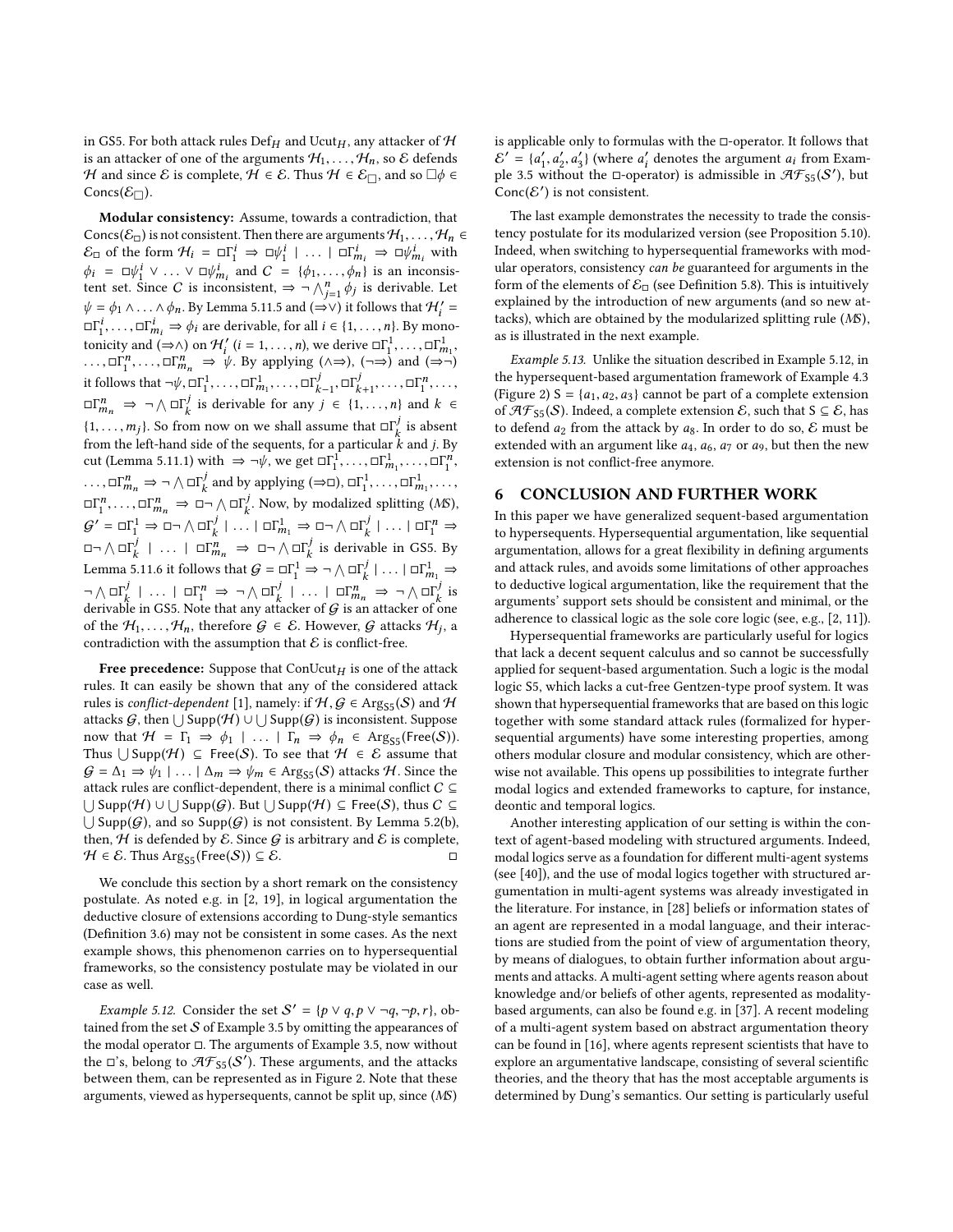in GS5. For both attack rules $\mathsf{Def}_H$ and $\mathsf{Ucut}_H$, any attacker of $\mathcal{H}$ is an attacker of one of the arguments $\mathcal{H}_1, \ldots, \mathcal{H}_n$, so $\mathcal{E}$ defends $\mathcal{H}$ and since $\mathcal{E}$ is complete, $\mathcal{H} \in \mathcal{E}$. Thus $\mathcal{H} \in \mathcal{E}_{\Box}$, and so $\Box\phi \in \mathsf{Concs}(\mathcal{E}_{\Box})$.

**Modular consistency:** Assume, towards a contradiction, that $\mathsf{Concs}(\mathcal{E}_{\Box})$ is not consistent. Then there are arguments $\mathcal{H}_1, \ldots, \mathcal{H}_n \in \mathcal{E}_{\Box}$ of the form $\mathcal{H}_i = \Box\Gamma_1^i \Rightarrow \Box\psi_1^i \mid \ldots \mid \Box\Gamma_{m_i}^i \Rightarrow \Box\psi_{m_i}^i$ with $\phi_i = \Box\psi_1^i \vee \ldots \vee \Box\psi_{m_i}^i$ and $C = \{\phi_1, \ldots, \phi_n\}$ is an inconsistent set. Since $C$ is inconsistent, $\Rightarrow \neg \bigwedge_{j=1}^n \phi_j$ is derivable. Let $\psi = \phi_1 \wedge \ldots \wedge \phi_n$. By Lemma 5.11.5 and $(\Rightarrow\vee)$ it follows that $\mathcal{H}_i' = \Box\Gamma_1^i, \ldots, \Box\Gamma_{m_i}^i \Rightarrow \phi_i$ are derivable, for all $i \in \{1, \ldots, n\}$. By monotonicity and $(\Rightarrow\wedge)$ on $\mathcal{H}_i'$ $(i = 1, \ldots, n)$, we derive $\Box\Gamma_1^1, \ldots, \Box\Gamma_{m_1}^1, \ldots, \Box\Gamma_1^n, \ldots, \Box\Gamma_{m_n}^n \Rightarrow \psi$. By applying $(\wedge\Rightarrow)$, $(\neg\Rightarrow)$ and $(\Rightarrow\neg)$ it follows that $\neg\psi, \Box\Gamma_1^1, \ldots, \Box\Gamma_{m_1}^1, \ldots, \Box\Gamma_{k-1}^j, \Box\Gamma_{k+1}^j, \ldots, \Box\Gamma_1^n, \ldots, \Box\Gamma_{m_n}^n \Rightarrow \neg \bigwedge \Box\Gamma_k^j$ is derivable for any $j \in \{1, \ldots, n\}$ and $k \in \{1, \ldots, m_j\}$. So from now on we shall assume that $\Box\Gamma_k^j$ is absent from the left-hand side of the sequents, for a particular $k$ and $j$. By cut (Lemma 5.11.1) with $\Rightarrow \neg\psi$, we get $\Box\Gamma_1^1, \ldots, \Box\Gamma_{m_1}^1, \ldots, \Box\Gamma_1^n, \ldots, \Box\Gamma_{m_n}^n \Rightarrow \neg \bigwedge \Box\Gamma_k^j$ and by applying $(\Rightarrow\Box)$, $\Box\Gamma_1^1, \ldots, \Box\Gamma_{m_1}^1, \ldots, \Box\Gamma_1^n, \ldots, \Box\Gamma_{m_n}^n \Rightarrow \Box\neg \bigwedge \Box\Gamma_k^j$. Now, by modalized splitting $(MS)$, $\mathcal{G}' = \Box\Gamma_1^1 \Rightarrow \Box\neg \bigwedge \Box\Gamma_k^j \mid \ldots \mid \Box\Gamma_{m_1}^1 \Rightarrow \Box\neg \bigwedge \Box\Gamma_k^j \mid \ldots \mid \Box\Gamma_1^n \Rightarrow \Box\neg \bigwedge \Box\Gamma_k^j \mid \ldots \mid \Box\Gamma_{m_n}^n \Rightarrow \Box\neg \bigwedge \Box\Gamma_k^j$ is derivable in GS5. By Lemma 5.11.6 it follows that $\mathcal{G} = \Box\Gamma_1^1 \Rightarrow \neg \bigwedge \Box\Gamma_k^j \mid \ldots \mid \Box\Gamma_{m_1}^1 \Rightarrow \neg \bigwedge \Box\Gamma_k^j \mid \ldots \mid \Box\Gamma_1^n \Rightarrow \neg \bigwedge \Box\Gamma_k^j \mid \ldots \mid \Box\Gamma_{m_n}^n \Rightarrow \neg \bigwedge \Box\Gamma_k^j$ is derivable in GS5. Note that any attacker of $\mathcal{G}$ is an attacker of one of the $\mathcal{H}_1, \ldots, \mathcal{H}_n$, therefore $\mathcal{G} \in \mathcal{E}$. However, $\mathcal{G}$ attacks $\mathcal{H}_j$, a contradiction with the assumption that $\mathcal{E}$ is conflict-free.

**Free precedence:** Suppose that $\mathsf{ConUcut}_H$ is one of the attack rules. It can easily be shown that any of the considered attack rules is *conflict-dependent* [1], namely: if $\mathcal{H}, \mathcal{G} \in \mathsf{Arg}_{\mathsf{S5}}(\mathcal{S})$ and $\mathcal{H}$ attacks $\mathcal{G}$, then $\bigcup \mathsf{Supp}(\mathcal{H}) \cup \bigcup \mathsf{Supp}(\mathcal{G})$ is inconsistent. Suppose now that $\mathcal{H} = \Gamma_1 \Rightarrow \phi_1 \mid \ldots \mid \Gamma_n \Rightarrow \phi_n \in \mathsf{Arg}_{\mathsf{S5}}(\mathsf{Free}(\mathcal{S}))$. Thus $\bigcup \mathsf{Supp}(\mathcal{H}) \subseteq \mathsf{Free}(\mathcal{S})$. To see that $\mathcal{H} \in \mathcal{E}$ assume that $\mathcal{G} = \Delta_1 \Rightarrow \psi_1 \mid \ldots \mid \Delta_m \Rightarrow \psi_m \in \mathsf{Arg}_{\mathsf{S5}}(\mathcal{S})$ attacks $\mathcal{H}$. Since the attack rules are conflict-dependent, there is a minimal conflict $C \subseteq \bigcup \mathsf{Supp}(\mathcal{H}) \cup \bigcup \mathsf{Supp}(\mathcal{G})$. But $\bigcup \mathsf{Supp}(\mathcal{H}) \subseteq \mathsf{Free}(\mathcal{S})$, thus $C \subseteq \bigcup \mathsf{Supp}(\mathcal{G})$, and so $\mathsf{Supp}(\mathcal{G})$ is not consistent. By Lemma 5.2(b), then, $\mathcal{H}$ is defended by $\mathcal{E}$. Since $\mathcal{G}$ is arbitrary and $\mathcal{E}$ is complete, $\mathcal{H} \in \mathcal{E}$. Thus $\mathsf{Arg}_{\mathsf{S5}}(\mathsf{Free}(\mathcal{S})) \subseteq \mathcal{E}$. □

We conclude this section by a short remark on the consistency postulate. As noted e.g. in [2, 19], in logical argumentation the deductive closure of extensions according to Dung-style semantics (Definition 3.6) may not be consistent in some cases. As the next example shows, this phenomenon carries on to hypersequential frameworks, so the consistency postulate may be violated in our case as well.

*Example 5.12.* Consider the set $\mathcal{S}' = \{p \vee q, p \vee \neg q, \neg p, r\}$, obtained from the set $\mathcal{S}$ of Example 3.5 by omitting the appearances of the modal operator $\Box$. The arguments of Example 3.5, now without the $\Box$'s, belong to $\mathcal{AF}_{\mathsf{S5}}(\mathcal{S}')$. These arguments, and the attacks between them, can be represented as in Figure 2. Note that these arguments, viewed as hypersequents, cannot be split up, since $(MS)$ is applicable only to formulas with the $\Box$-operator. It follows that $\mathcal{E}' = \{a_1', a_2', a_3'\}$ (where $a_i'$ denotes the argument $a_i$ from Example 3.5 without the $\Box$-operator) is admissible in $\mathcal{AF}_{\mathsf{S5}}(\mathcal{S}')$, but $\mathsf{Conc}(\mathcal{E}')$ is not consistent.

The last example demonstrates the necessity to trade the consistency postulate for its modularized version (see Proposition 5.10). Indeed, when switching to hypersequential frameworks with modular operators, consistency *can be* guaranteed for arguments in the form of the elements of $\mathcal{E}_{\Box}$ (see Definition 5.8). This is intuitively explained by the introduction of new arguments (and so new attacks), which are obtained by the modularized splitting rule $(MS)$, as is illustrated in the next example.

*Example 5.13.* Unlike the situation described in Example 5.12, in the hypersequent-based argumentation framework of Example 4.3 (Figure 2) $\mathsf{S} = \{a_1, a_2, a_3\}$ cannot be part of a complete extension of $\mathcal{AF}_{\mathsf{S5}}(\mathcal{S})$. Indeed, a complete extension $\mathcal{E}$, such that $\mathsf{S} \subseteq \mathcal{E}$, has to defend $a_2$ from the attack by $a_8$. In order to do so, $\mathcal{E}$ must be extended with an argument like $a_4$, $a_6$, $a_7$ or $a_9$, but then the new extension is not conflict-free anymore.

## 6 CONCLUSION AND FURTHER WORK

In this paper we have generalized sequent-based argumentation to hypersequents. Hypersequential argumentation, like sequential argumentation, allows for a great flexibility in defining arguments and attack rules, and avoids some limitations of other approaches to deductive logical argumentation, like the requirement that the arguments' support sets should be consistent and minimal, or the adherence to classical logic as the sole core logic (see, e.g., [2, 11]).

Hypersequential frameworks are particularly useful for logics that lack a decent sequent calculus and so cannot be successfully applied for sequent-based argumentation. Such a logic is the modal logic S5, which lacks a cut-free Gentzen-type proof system. It was shown that hypersequential frameworks that are based on this logic together with some standard attack rules (formalized for hypersequential arguments) have some interesting properties, among others modular closure and modular consistency, which are otherwise not available. This opens up possibilities to integrate further modal logics and extended frameworks to capture, for instance, deontic and temporal logics.

Another interesting application of our setting is within the context of agent-based modeling with structured arguments. Indeed, modal logics serve as a foundation for different multi-agent systems (see [40]), and the use of modal logics together with structured argumentation in multi-agent systems was already investigated in the literature. For instance, in [28] beliefs or information states of an agent are represented in a modal language, and their interactions are studied from the point of view of argumentation theory, by means of dialogues, to obtain further information about arguments and attacks. A multi-agent setting where agents reason about knowledge and/or beliefs of other agents, represented as modality-based arguments, can also be found e.g. in [37]. A recent modeling of a multi-agent system based on abstract argumentation theory can be found in [16], where agents represent scientists that have to explore an argumentative landscape, consisting of several scientific theories, and the theory that has the most acceptable arguments is determined by Dung's semantics. Our setting is particularly useful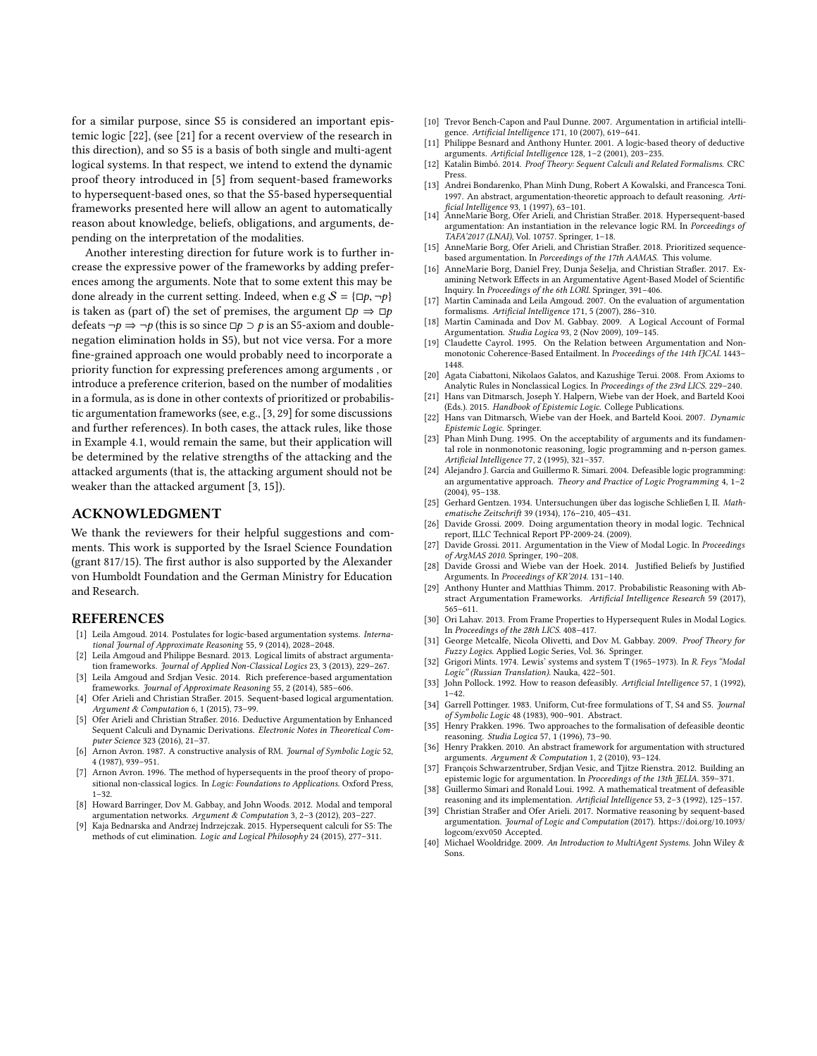for a similar purpose, since S5 is considered an important epistemic logic [22], (see [21] for a recent overview of the research in this direction), and so S5 is a basis of both single and multi-agent logical systems. In that respect, we intend to extend the dynamic proof theory introduced in [5] from sequent-based frameworks to hypersequent-based ones, so that the S5-based hypersequential frameworks presented here will allow an agent to automatically reason about knowledge, beliefs, obligations, and arguments, depending on the interpretation of the modalities.

Another interesting direction for future work is to further increase the expressive power of the frameworks by adding preferences among the arguments. Note that to some extent this may be done already in the current setting. Indeed, when e.g $\mathcal{S} = \{\Box p, \neg p\}$ is taken as (part of) the set of premises, the argument $\Box p \Rightarrow \Box p$ defeats $\neg p \Rightarrow \neg p$ (this is so since $\Box p \supset p$ is an S5-axiom and double-negation elimination holds in S5), but not vice versa. For a more fine-grained approach one would probably need to incorporate a priority function for expressing preferences among arguments , or introduce a preference criterion, based on the number of modalities in a formula, as is done in other contexts of prioritized or probabilistic argumentation frameworks (see, e.g., [3, 29] for some discussions and further references). In both cases, the attack rules, like those in Example 4.1, would remain the same, but their application will be determined by the relative strengths of the attacking and the attacked arguments (that is, the attacking argument should not be weaker than the attacked argument [3, 15]).

## ACKNOWLEDGMENT

We thank the reviewers for their helpful suggestions and comments. This work is supported by the Israel Science Foundation (grant 817/15). The first author is also supported by the Alexander von Humboldt Foundation and the German Ministry for Education and Research.

## REFERENCES

[1] Leila Amgoud. 2014. Postulates for logic-based argumentation systems. *International Journal of Approximate Reasoning* 55, 9 (2014), 2028–2048.

[2] Leila Amgoud and Philippe Besnard. 2013. Logical limits of abstract argumentation frameworks. *Journal of Applied Non-Classical Logics* 23, 3 (2013), 229–267.

[3] Leila Amgoud and Srdjan Vesic. 2014. Rich preference-based argumentation frameworks. *Journal of Approximate Reasoning* 55, 2 (2014), 585–606.

[4] Ofer Arieli and Christian Straßer. 2015. Sequent-based logical argumentation. *Argument & Computation* 6, 1 (2015), 73–99.

[5] Ofer Arieli and Christian Straßer. 2016. Deductive Argumentation by Enhanced Sequent Calculi and Dynamic Derivations. *Electronic Notes in Theoretical Computer Science* 323 (2016), 21–37.

[6] Arnon Avron. 1987. A constructive analysis of RM. *Journal of Symbolic Logic* 52, 4 (1987), 939–951.

[7] Arnon Avron. 1996. The method of hypersequents in the proof theory of propositional non-classical logics. In *Logic: Foundations to Applications*. Oxford Press, 1–32.

[8] Howard Barringer, Dov M. Gabbay, and John Woods. 2012. Modal and temporal argumentation networks. *Argument & Computation* 3, 2–3 (2012), 203–227.

[9] Kaja Bednarska and Andrzej Indrzejczak. 2015. Hypersequent calculi for S5: The methods of cut elimination. *Logic and Logical Philosophy* 24 (2015), 277–311.

[10] Trevor Bench-Capon and Paul Dunne. 2007. Argumentation in artificial intelligence. *Artificial Intelligence* 171, 10 (2007), 619–641.

[11] Philippe Besnard and Anthony Hunter. 2001. A logic-based theory of deductive arguments. *Artificial Intelligence* 128, 1–2 (2001), 203–235.

[12] Katalin Bimbó. 2014. *Proof Theory: Sequent Calculi and Related Formalisms*. CRC Press.

[13] Andrei Bondarenko, Phan Minh Dung, Robert A Kowalski, and Francesca Toni. 1997. An abstract, argumentation-theoretic approach to default reasoning. *Artificial Intelligence* 93, 1 (1997), 63–101.

[14] AnneMarie Borg, Ofer Arieli, and Christian Straßer. 2018. Hypersequent-based argumentation: An instantiation in the relevance logic RM. In *Porceedings of TAFA'2017 (LNAI)*, Vol. 10757. Springer, 1–18.

[15] AnneMarie Borg, Ofer Arieli, and Christian Straßer. 2018. Prioritized sequence-based argumentation. In *Porceedings of the 17th AAMAS*. This volume.

[16] AnneMarie Borg, Daniel Frey, Dunja Šešelja, and Christian Straßer. 2017. Examining Network Effects in an Argumentative Agent-Based Model of Scientific Inquiry. In *Proceedings of the 6th LORI*. Springer, 391–406.

[17] Martin Caminada and Leila Amgoud. 2007. On the evaluation of argumentation formalisms. *Artificial Intelligence* 171, 5 (2007), 286–310.

[18] Martin Caminada and Dov M. Gabbay. 2009. A Logical Account of Formal Argumentation. *Studia Logica* 93, 2 (Nov 2009), 109–145.

[19] Claudette Cayrol. 1995. On the Relation between Argumentation and Nonmonotonic Coherence-Based Entailment. In *Proceedings of the 14th IJCAI*. 1443–1448.

[20] Agata Ciabattoni, Nikolaos Galatos, and Kazushige Terui. 2008. From Axioms to Analytic Rules in Nonclassical Logics. In *Proceedings of the 23rd LICS*. 229–240.

[21] Hans van Ditmarsch, Joseph Y. Halpern, Wiebe van der Hoek, and Barteld Kooi (Eds.). 2015. *Handbook of Epistemic Logic*. College Publications.

[22] Hans van Ditmarsch, Wiebe van der Hoek, and Barteld Kooi. 2007. *Dynamic Epistemic Logic*. Springer.

[23] Phan Minh Dung. 1995. On the acceptability of arguments and its fundamental role in nonmonotonic reasoning, logic programming and n-person games. *Artificial Intelligence* 77, 2 (1995), 321–357.

[24] Alejandro J. García and Guillermo R. Simari. 2004. Defeasible logic programming: an argumentative approach. *Theory and Practice of Logic Programming* 4, 1–2 (2004), 95–138.

[25] Gerhard Gentzen. 1934. Untersuchungen über das logische Schließen I, II. *Mathematische Zeitschrift* 39 (1934), 176–210, 405–431.

[26] Davide Grossi. 2009. Doing argumentation theory in modal logic. Technical report, ILLC Technical Report PP-2009-24. (2009).

[27] Davide Grossi. 2011. Argumentation in the View of Modal Logic. In *Proceedings of ArgMAS 2010*. Springer, 190–208.

[28] Davide Grossi and Wiebe van der Hoek. 2014. Justified Beliefs by Justified Arguments. In *Proceedings of KR'2014*. 131–140.

[29] Anthony Hunter and Matthias Thimm. 2017. Probabilistic Reasoning with Abstract Argumentation Frameworks. *Artificial Intelligence Research* 59 (2017), 565–611.

[30] Ori Lahav. 2013. From Frame Properties to Hypersequent Rules in Modal Logics. In *Proceedings of the 28th LICS*. 408–417.

[31] George Metcalfe, Nicola Olivetti, and Dov M. Gabbay. 2009. *Proof Theory for Fuzzy Logics*. Applied Logic Series, Vol. 36. Springer.

[32] Grigori Mints. 1974. Lewis' systems and system T (1965–1973). In *R. Feys "Modal Logic" (Russian Translation)*. Nauka, 422–501.

[33] John Pollock. 1992. How to reason defeasibly. *Artificial Intelligence* 57, 1 (1992), 1–42.

[34] Garrell Pottinger. 1983. Uniform, Cut-free formulations of T, S4 and S5. *Journal of Symbolic Logic* 48 (1983), 900–901. Abstract.

[35] Henry Prakken. 1996. Two approaches to the formalisation of defeasible deontic reasoning. *Studia Logica* 57, 1 (1996), 73–90.

[36] Henry Prakken. 2010. An abstract framework for argumentation with structured arguments. *Argument & Computation* 1, 2 (2010), 93–124.

[37] François Schwarzentruber, Srdjan Vesic, and Tjitze Rienstra. 2012. Building an epistemic logic for argumentation. In *Proceedings of the 13th JELIA*. 359–371.

[38] Guillermo Simari and Ronald Loui. 1992. A mathematical treatment of defeasible reasoning and its implementation. *Artificial Intelligence* 53, 2–3 (1992), 125–157.

[39] Christian Straßer and Ofer Arieli. 2017. Normative reasoning by sequent-based argumentation. *Journal of Logic and Computation* (2017). https://doi.org/10.1093/logcom/exv050 Accepted.

[40] Michael Wooldridge. 2009. *An Introduction to MultiAgent Systems*. John Wiley & Sons.